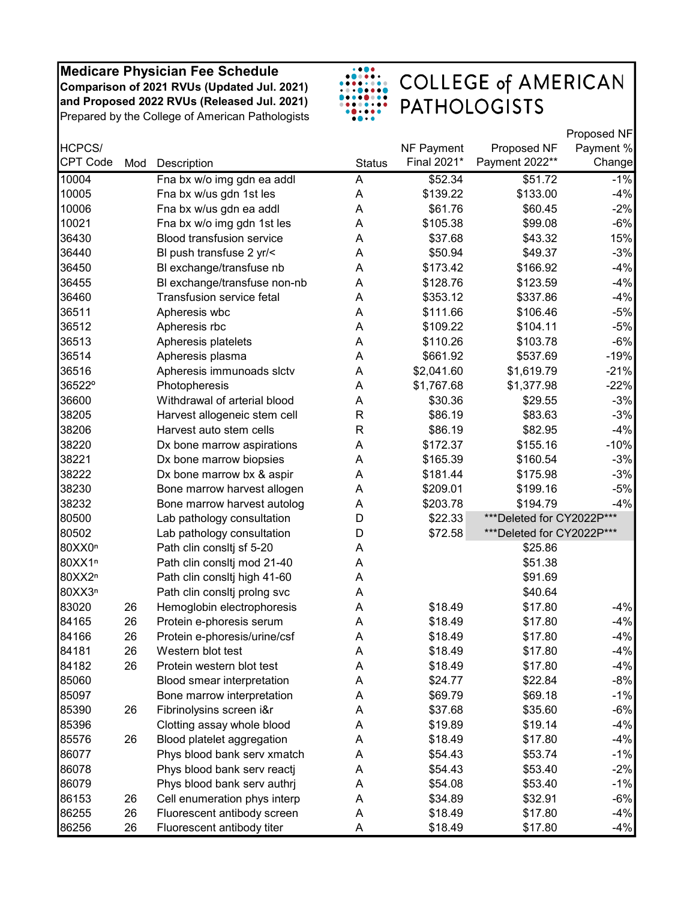**Medicare Physician Fee Schedule**
**Comparison of 2021 RVUs (Updated Jul. 2021)**
**and Proposed 2022 RVUs (Released Jul. 2021)**
Prepared by the College of American Pathologists

COLLEGE of AMERICAN PATHOLOGISTS

| HCPCS/ CPT Code | Mod | Description | Status | NF Payment Final 2021* | Proposed NF Payment 2022** | Proposed NF Payment % Change |
|---|---|---|---|---|---|---|
| 10004 | | Fna bx w/o img gdn ea addl | A | $52.34 | $51.72 | -1% |
| 10005 | | Fna bx w/us gdn 1st les | A | $139.22 | $133.00 | -4% |
| 10006 | | Fna bx w/us gdn ea addl | A | $61.76 | $60.45 | -2% |
| 10021 | | Fna bx w/o img gdn 1st les | A | $105.38 | $99.08 | -6% |
| 36430 | | Blood transfusion service | A | $37.68 | $43.32 | 15% |
| 36440 | | Bl push transfuse 2 yr/< | A | $50.94 | $49.37 | -3% |
| 36450 | | Bl exchange/transfuse nb | A | $173.42 | $166.92 | -4% |
| 36455 | | Bl exchange/transfuse non-nb | A | $128.76 | $123.59 | -4% |
| 36460 | | Transfusion service fetal | A | $353.12 | $337.86 | -4% |
| 36511 | | Apheresis wbc | A | $111.66 | $106.46 | -5% |
| 36512 | | Apheresis rbc | A | $109.22 | $104.11 | -5% |
| 36513 | | Apheresis platelets | A | $110.26 | $103.78 | -6% |
| 36514 | | Apheresis plasma | A | $661.92 | $537.69 | -19% |
| 36516 | | Apheresis immunoads slctv | A | $2,041.60 | $1,619.79 | -21% |
| 36522[o] | | Photopheresis | A | $1,767.68 | $1,377.98 | -22% |
| 36600 | | Withdrawal of arterial blood | A | $30.36 | $29.55 | -3% |
| 38205 | | Harvest allogeneic stem cell | R | $86.19 | $83.63 | -3% |
| 38206 | | Harvest auto stem cells | R | $86.19 | $82.95 | -4% |
| 38220 | | Dx bone marrow aspirations | A | $172.37 | $155.16 | -10% |
| 38221 | | Dx bone marrow biopsies | A | $165.39 | $160.54 | -3% |
| 38222 | | Dx bone marrow bx & aspir | A | $181.44 | $175.98 | -3% |
| 38230 | | Bone marrow harvest allogen | A | $209.01 | $199.16 | -5% |
| 38232 | | Bone marrow harvest autolog | A | $203.78 | $194.79 | -4% |
| 80500 | | Lab pathology consultation | D | $22.33 | ***Deleted for CY2022P*** | |
| 80502 | | Lab pathology consultation | D | $72.58 | ***Deleted for CY2022P*** | |
| 80XX0[n] | | Path clin consltj sf 5-20 | A | | $25.86 | |
| 80XX1[n] | | Path clin consltj mod 21-40 | A | | $51.38 | |
| 80XX2[n] | | Path clin consltj high 41-60 | A | | $91.69 | |
| 80XX3[n] | | Path clin consltj prolng svc | A | | $40.64 | |
| 83020 | 26 | Hemoglobin electrophoresis | A | $18.49 | $17.80 | -4% |
| 84165 | 26 | Protein e-phoresis serum | A | $18.49 | $17.80 | -4% |
| 84166 | 26 | Protein e-phoresis/urine/csf | A | $18.49 | $17.80 | -4% |
| 84181 | 26 | Western blot test | A | $18.49 | $17.80 | -4% |
| 84182 | 26 | Protein western blot test | A | $18.49 | $17.80 | -4% |
| 85060 | | Blood smear interpretation | A | $24.77 | $22.84 | -8% |
| 85097 | | Bone marrow interpretation | A | $69.79 | $69.18 | -1% |
| 85390 | 26 | Fibrinolysins screen i&r | A | $37.68 | $35.60 | -6% |
| 85396 | | Clotting assay whole blood | A | $19.89 | $19.14 | -4% |
| 85576 | 26 | Blood platelet aggregation | A | $18.49 | $17.80 | -4% |
| 86077 | | Phys blood bank serv xmatch | A | $54.43 | $53.74 | -1% |
| 86078 | | Phys blood bank serv reactj | A | $54.43 | $53.40 | -2% |
| 86079 | | Phys blood bank serv authrj | A | $54.08 | $53.40 | -1% |
| 86153 | 26 | Cell enumeration phys interp | A | $34.89 | $32.91 | -6% |
| 86255 | 26 | Fluorescent antibody screen | A | $18.49 | $17.80 | -4% |
| 86256 | 26 | Fluorescent antibody titer | A | $18.49 | $17.80 | -4% |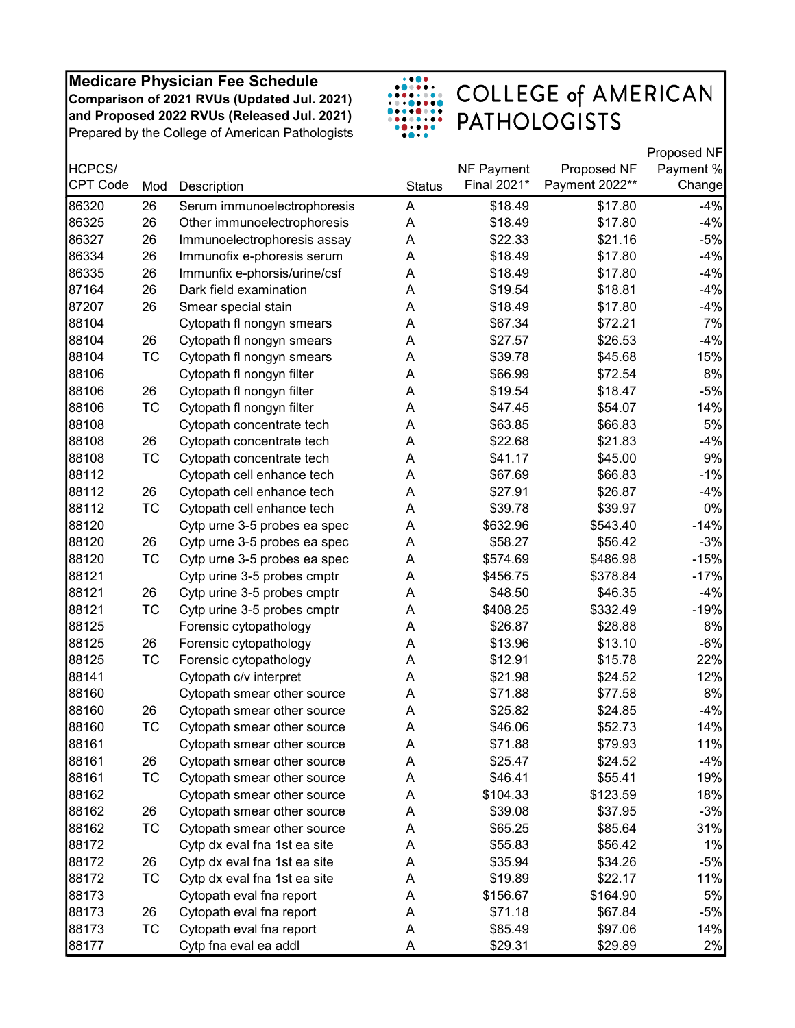**Medicare Physician Fee Schedule**
**Comparison of 2021 RVUs (Updated Jul. 2021) and Proposed 2022 RVUs (Released Jul. 2021)**
Prepared by the College of American Pathologists

COLLEGE of AMERICAN PATHOLOGISTS

| HCPCS/ CPT Code | Mod | Description | Status | NF Payment Final 2021* | Proposed NF Payment 2022** | Proposed NF Payment % Change |
|---|---|---|---|---|---|---|
| 86320 | 26 | Serum immunoelectrophoresis | A | $18.49 | $17.80 | -4% |
| 86325 | 26 | Other immunoelectrophoresis | A | $18.49 | $17.80 | -4% |
| 86327 | 26 | Immunoelectrophoresis assay | A | $22.33 | $21.16 | -5% |
| 86334 | 26 | Immunofix e-phoresis serum | A | $18.49 | $17.80 | -4% |
| 86335 | 26 | Immunfix e-phorsis/urine/csf | A | $18.49 | $17.80 | -4% |
| 87164 | 26 | Dark field examination | A | $19.54 | $18.81 | -4% |
| 87207 | 26 | Smear special stain | A | $18.49 | $17.80 | -4% |
| 88104 | | Cytopath fl nongyn smears | A | $67.34 | $72.21 | 7% |
| 88104 | 26 | Cytopath fl nongyn smears | A | $27.57 | $26.53 | -4% |
| 88104 | TC | Cytopath fl nongyn smears | A | $39.78 | $45.68 | 15% |
| 88106 | | Cytopath fl nongyn filter | A | $66.99 | $72.54 | 8% |
| 88106 | 26 | Cytopath fl nongyn filter | A | $19.54 | $18.47 | -5% |
| 88106 | TC | Cytopath fl nongyn filter | A | $47.45 | $54.07 | 14% |
| 88108 | | Cytopath concentrate tech | A | $63.85 | $66.83 | 5% |
| 88108 | 26 | Cytopath concentrate tech | A | $22.68 | $21.83 | -4% |
| 88108 | TC | Cytopath concentrate tech | A | $41.17 | $45.00 | 9% |
| 88112 | | Cytopath cell enhance tech | A | $67.69 | $66.83 | -1% |
| 88112 | 26 | Cytopath cell enhance tech | A | $27.91 | $26.87 | -4% |
| 88112 | TC | Cytopath cell enhance tech | A | $39.78 | $39.97 | 0% |
| 88120 | | Cytp urne 3-5 probes ea spec | A | $632.96 | $543.40 | -14% |
| 88120 | 26 | Cytp urne 3-5 probes ea spec | A | $58.27 | $56.42 | -3% |
| 88120 | TC | Cytp urne 3-5 probes ea spec | A | $574.69 | $486.98 | -15% |
| 88121 | | Cytp urine 3-5 probes cmptr | A | $456.75 | $378.84 | -17% |
| 88121 | 26 | Cytp urine 3-5 probes cmptr | A | $48.50 | $46.35 | -4% |
| 88121 | TC | Cytp urine 3-5 probes cmptr | A | $408.25 | $332.49 | -19% |
| 88125 | | Forensic cytopathology | A | $26.87 | $28.88 | 8% |
| 88125 | 26 | Forensic cytopathology | A | $13.96 | $13.10 | -6% |
| 88125 | TC | Forensic cytopathology | A | $12.91 | $15.78 | 22% |
| 88141 | | Cytopath c/v interpret | A | $21.98 | $24.52 | 12% |
| 88160 | | Cytopath smear other source | A | $71.88 | $77.58 | 8% |
| 88160 | 26 | Cytopath smear other source | A | $25.82 | $24.85 | -4% |
| 88160 | TC | Cytopath smear other source | A | $46.06 | $52.73 | 14% |
| 88161 | | Cytopath smear other source | A | $71.88 | $79.93 | 11% |
| 88161 | 26 | Cytopath smear other source | A | $25.47 | $24.52 | -4% |
| 88161 | TC | Cytopath smear other source | A | $46.41 | $55.41 | 19% |
| 88162 | | Cytopath smear other source | A | $104.33 | $123.59 | 18% |
| 88162 | 26 | Cytopath smear other source | A | $39.08 | $37.95 | -3% |
| 88162 | TC | Cytopath smear other source | A | $65.25 | $85.64 | 31% |
| 88172 | | Cytp dx eval fna 1st ea site | A | $55.83 | $56.42 | 1% |
| 88172 | 26 | Cytp dx eval fna 1st ea site | A | $35.94 | $34.26 | -5% |
| 88172 | TC | Cytp dx eval fna 1st ea site | A | $19.89 | $22.17 | 11% |
| 88173 | | Cytopath eval fna report | A | $156.67 | $164.90 | 5% |
| 88173 | 26 | Cytopath eval fna report | A | $71.18 | $67.84 | -5% |
| 88173 | TC | Cytopath eval fna report | A | $85.49 | $97.06 | 14% |
| 88177 | | Cytp fna eval ea addl | A | $29.31 | $29.89 | 2% |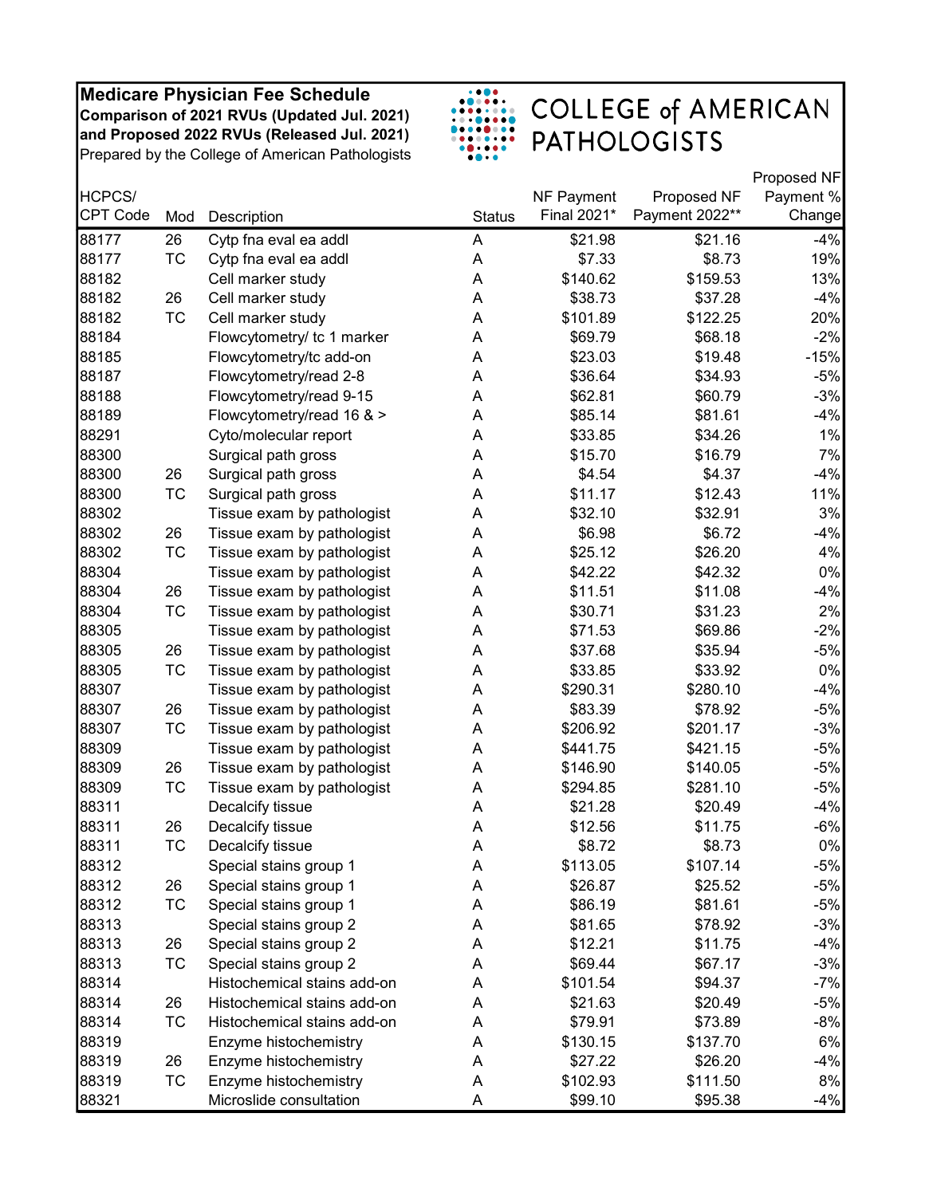**Medicare Physician Fee Schedule**
**Comparison of 2021 RVUs (Updated Jul. 2021)**
**and Proposed 2022 RVUs (Released Jul. 2021)**
Prepared by the College of American Pathologists

COLLEGE of AMERICAN PATHOLOGISTS

| HCPCS/ CPT Code | Mod | Description | Status | NF Payment Final 2021* | Proposed NF Payment 2022** | Proposed NF Payment % Change |
|---|---|---|---|---|---|---|
| 88177 | 26 | Cytp fna eval ea addl | A | $21.98 | $21.16 | -4% |
| 88177 | TC | Cytp fna eval ea addl | A | $7.33 | $8.73 | 19% |
| 88182 | | Cell marker study | A | $140.62 | $159.53 | 13% |
| 88182 | 26 | Cell marker study | A | $38.73 | $37.28 | -4% |
| 88182 | TC | Cell marker study | A | $101.89 | $122.25 | 20% |
| 88184 | | Flowcytometry/ tc 1 marker | A | $69.79 | $68.18 | -2% |
| 88185 | | Flowcytometry/tc add-on | A | $23.03 | $19.48 | -15% |
| 88187 | | Flowcytometry/read 2-8 | A | $36.64 | $34.93 | -5% |
| 88188 | | Flowcytometry/read 9-15 | A | $62.81 | $60.79 | -3% |
| 88189 | | Flowcytometry/read 16 & > | A | $85.14 | $81.61 | -4% |
| 88291 | | Cyto/molecular report | A | $33.85 | $34.26 | 1% |
| 88300 | | Surgical path gross | A | $15.70 | $16.79 | 7% |
| 88300 | 26 | Surgical path gross | A | $4.54 | $4.37 | -4% |
| 88300 | TC | Surgical path gross | A | $11.17 | $12.43 | 11% |
| 88302 | | Tissue exam by pathologist | A | $32.10 | $32.91 | 3% |
| 88302 | 26 | Tissue exam by pathologist | A | $6.98 | $6.72 | -4% |
| 88302 | TC | Tissue exam by pathologist | A | $25.12 | $26.20 | 4% |
| 88304 | | Tissue exam by pathologist | A | $42.22 | $42.32 | 0% |
| 88304 | 26 | Tissue exam by pathologist | A | $11.51 | $11.08 | -4% |
| 88304 | TC | Tissue exam by pathologist | A | $30.71 | $31.23 | 2% |
| 88305 | | Tissue exam by pathologist | A | $71.53 | $69.86 | -2% |
| 88305 | 26 | Tissue exam by pathologist | A | $37.68 | $35.94 | -5% |
| 88305 | TC | Tissue exam by pathologist | A | $33.85 | $33.92 | 0% |
| 88307 | | Tissue exam by pathologist | A | $290.31 | $280.10 | -4% |
| 88307 | 26 | Tissue exam by pathologist | A | $83.39 | $78.92 | -5% |
| 88307 | TC | Tissue exam by pathologist | A | $206.92 | $201.17 | -3% |
| 88309 | | Tissue exam by pathologist | A | $441.75 | $421.15 | -5% |
| 88309 | 26 | Tissue exam by pathologist | A | $146.90 | $140.05 | -5% |
| 88309 | TC | Tissue exam by pathologist | A | $294.85 | $281.10 | -5% |
| 88311 | | Decalcify tissue | A | $21.28 | $20.49 | -4% |
| 88311 | 26 | Decalcify tissue | A | $12.56 | $11.75 | -6% |
| 88311 | TC | Decalcify tissue | A | $8.72 | $8.73 | 0% |
| 88312 | | Special stains group 1 | A | $113.05 | $107.14 | -5% |
| 88312 | 26 | Special stains group 1 | A | $26.87 | $25.52 | -5% |
| 88312 | TC | Special stains group 1 | A | $86.19 | $81.61 | -5% |
| 88313 | | Special stains group 2 | A | $81.65 | $78.92 | -3% |
| 88313 | 26 | Special stains group 2 | A | $12.21 | $11.75 | -4% |
| 88313 | TC | Special stains group 2 | A | $69.44 | $67.17 | -3% |
| 88314 | | Histochemical stains add-on | A | $101.54 | $94.37 | -7% |
| 88314 | 26 | Histochemical stains add-on | A | $21.63 | $20.49 | -5% |
| 88314 | TC | Histochemical stains add-on | A | $79.91 | $73.89 | -8% |
| 88319 | | Enzyme histochemistry | A | $130.15 | $137.70 | 6% |
| 88319 | 26 | Enzyme histochemistry | A | $27.22 | $26.20 | -4% |
| 88319 | TC | Enzyme histochemistry | A | $102.93 | $111.50 | 8% |
| 88321 | | Microslide consultation | A | $99.10 | $95.38 | -4% |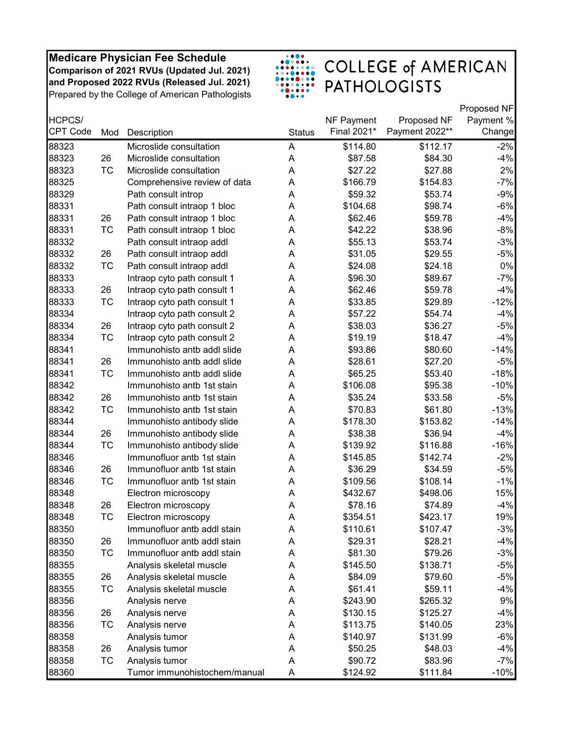**Medicare Physician Fee Schedule**
**Comparison of 2021 RVUs (Updated Jul. 2021) and Proposed 2022 RVUs (Released Jul. 2021)**
Prepared by the College of American Pathologists

COLLEGE of AMERICAN PATHOLOGISTS

| HCPCS/ CPT Code | Mod | Description | Status | NF Payment Final 2021* | Proposed NF Payment 2022** | Proposed NF Payment % Change |
|---|---|---|---|---|---|---|
| 88323 | | Microslide consultation | A | $114.80 | $112.17 | -2% |
| 88323 | 26 | Microslide consultation | A | $87.58 | $84.30 | -4% |
| 88323 | TC | Microslide consultation | A | $27.22 | $27.88 | 2% |
| 88325 | | Comprehensive review of data | A | $166.79 | $154.83 | -7% |
| 88329 | | Path consult introp | A | $59.32 | $53.74 | -9% |
| 88331 | | Path consult intraop 1 bloc | A | $104.68 | $98.74 | -6% |
| 88331 | 26 | Path consult intraop 1 bloc | A | $62.46 | $59.78 | -4% |
| 88331 | TC | Path consult intraop 1 bloc | A | $42.22 | $38.96 | -8% |
| 88332 | | Path consult intraop addl | A | $55.13 | $53.74 | -3% |
| 88332 | 26 | Path consult intraop addl | A | $31.05 | $29.55 | -5% |
| 88332 | TC | Path consult intraop addl | A | $24.08 | $24.18 | 0% |
| 88333 | | Intraop cyto path consult 1 | A | $96.30 | $89.67 | -7% |
| 88333 | 26 | Intraop cyto path consult 1 | A | $62.46 | $59.78 | -4% |
| 88333 | TC | Intraop cyto path consult 1 | A | $33.85 | $29.89 | -12% |
| 88334 | | Intraop cyto path consult 2 | A | $57.22 | $54.74 | -4% |
| 88334 | 26 | Intraop cyto path consult 2 | A | $38.03 | $36.27 | -5% |
| 88334 | TC | Intraop cyto path consult 2 | A | $19.19 | $18.47 | -4% |
| 88341 | | Immunohisto antb addl slide | A | $93.86 | $80.60 | -14% |
| 88341 | 26 | Immunohisto antb addl slide | A | $28.61 | $27.20 | -5% |
| 88341 | TC | Immunohisto antb addl slide | A | $65.25 | $53.40 | -18% |
| 88342 | | Immunohisto antb 1st stain | A | $106.08 | $95.38 | -10% |
| 88342 | 26 | Immunohisto antb 1st stain | A | $35.24 | $33.58 | -5% |
| 88342 | TC | Immunohisto antb 1st stain | A | $70.83 | $61.80 | -13% |
| 88344 | | Immunohisto antibody slide | A | $178.30 | $153.82 | -14% |
| 88344 | 26 | Immunohisto antibody slide | A | $38.38 | $36.94 | -4% |
| 88344 | TC | Immunohisto antibody slide | A | $139.92 | $116.88 | -16% |
| 88346 | | Immunofluor antb 1st stain | A | $145.85 | $142.74 | -2% |
| 88346 | 26 | Immunofluor antb 1st stain | A | $36.29 | $34.59 | -5% |
| 88346 | TC | Immunofluor antb 1st stain | A | $109.56 | $108.14 | -1% |
| 88348 | | Electron microscopy | A | $432.67 | $498.06 | 15% |
| 88348 | 26 | Electron microscopy | A | $78.16 | $74.89 | -4% |
| 88348 | TC | Electron microscopy | A | $354.51 | $423.17 | 19% |
| 88350 | | Immunofluor antb addl stain | A | $110.61 | $107.47 | -3% |
| 88350 | 26 | Immunofluor antb addl stain | A | $29.31 | $28.21 | -4% |
| 88350 | TC | Immunofluor antb addl stain | A | $81.30 | $79.26 | -3% |
| 88355 | | Analysis skeletal muscle | A | $145.50 | $138.71 | -5% |
| 88355 | 26 | Analysis skeletal muscle | A | $84.09 | $79.60 | -5% |
| 88355 | TC | Analysis skeletal muscle | A | $61.41 | $59.11 | -4% |
| 88356 | | Analysis nerve | A | $243.90 | $265.32 | 9% |
| 88356 | 26 | Analysis nerve | A | $130.15 | $125.27 | -4% |
| 88356 | TC | Analysis nerve | A | $113.75 | $140.05 | 23% |
| 88358 | | Analysis tumor | A | $140.97 | $131.99 | -6% |
| 88358 | 26 | Analysis tumor | A | $50.25 | $48.03 | -4% |
| 88358 | TC | Analysis tumor | A | $90.72 | $83.96 | -7% |
| 88360 | | Tumor immunohistochem/manual | A | $124.92 | $111.84 | -10% |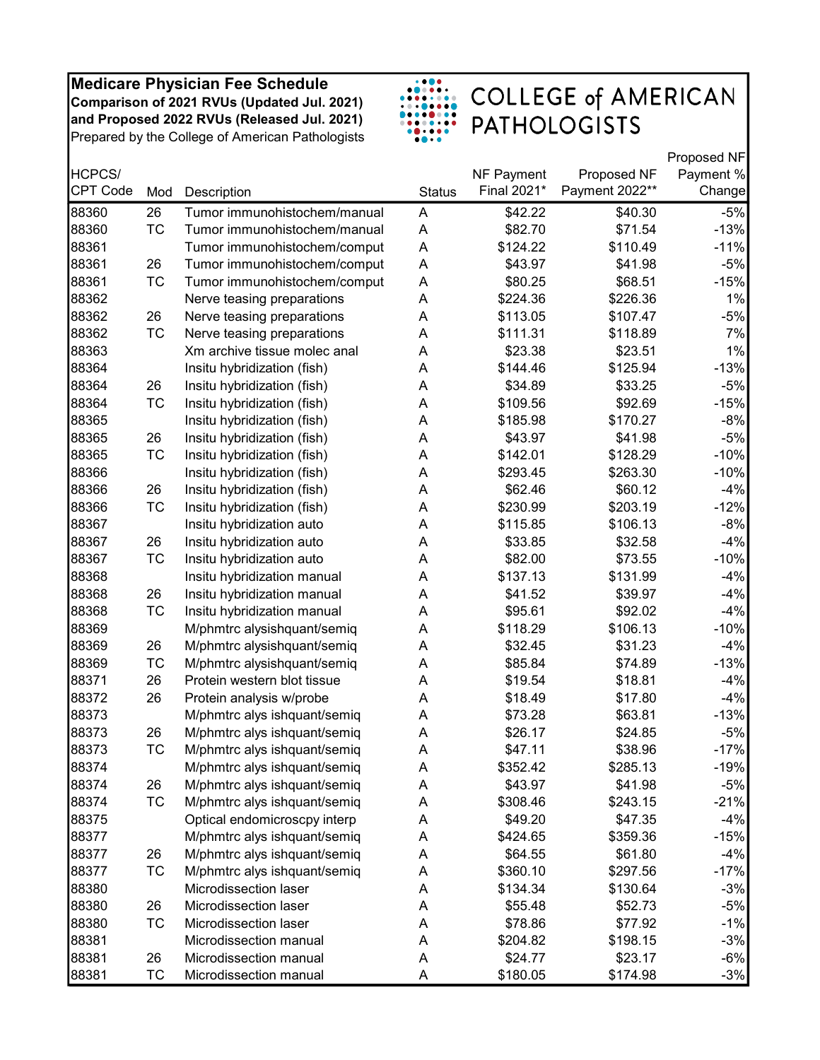**Medicare Physician Fee Schedule**
**Comparison of 2021 RVUs (Updated Jul. 2021)**
**and Proposed 2022 RVUs (Released Jul. 2021)**
Prepared by the College of American Pathologists

COLLEGE of AMERICAN PATHOLOGISTS

| HCPCS/ CPT Code | Mod | Description | Status | NF Payment Final 2021* | Proposed NF Payment 2022** | Proposed NF Payment % Change |
|---|---|---|---|---|---|---|
| 88360 | 26 | Tumor immunohistochem/manual | A | $42.22 | $40.30 | -5% |
| 88360 | TC | Tumor immunohistochem/manual | A | $82.70 | $71.54 | -13% |
| 88361 | | Tumor immunohistochem/comput | A | $124.22 | $110.49 | -11% |
| 88361 | 26 | Tumor immunohistochem/comput | A | $43.97 | $41.98 | -5% |
| 88361 | TC | Tumor immunohistochem/comput | A | $80.25 | $68.51 | -15% |
| 88362 | | Nerve teasing preparations | A | $224.36 | $226.36 | 1% |
| 88362 | 26 | Nerve teasing preparations | A | $113.05 | $107.47 | -5% |
| 88362 | TC | Nerve teasing preparations | A | $111.31 | $118.89 | 7% |
| 88363 | | Xm archive tissue molec anal | A | $23.38 | $23.51 | 1% |
| 88364 | | Insitu hybridization (fish) | A | $144.46 | $125.94 | -13% |
| 88364 | 26 | Insitu hybridization (fish) | A | $34.89 | $33.25 | -5% |
| 88364 | TC | Insitu hybridization (fish) | A | $109.56 | $92.69 | -15% |
| 88365 | | Insitu hybridization (fish) | A | $185.98 | $170.27 | -8% |
| 88365 | 26 | Insitu hybridization (fish) | A | $43.97 | $41.98 | -5% |
| 88365 | TC | Insitu hybridization (fish) | A | $142.01 | $128.29 | -10% |
| 88366 | | Insitu hybridization (fish) | A | $293.45 | $263.30 | -10% |
| 88366 | 26 | Insitu hybridization (fish) | A | $62.46 | $60.12 | -4% |
| 88366 | TC | Insitu hybridization (fish) | A | $230.99 | $203.19 | -12% |
| 88367 | | Insitu hybridization auto | A | $115.85 | $106.13 | -8% |
| 88367 | 26 | Insitu hybridization auto | A | $33.85 | $32.58 | -4% |
| 88367 | TC | Insitu hybridization auto | A | $82.00 | $73.55 | -10% |
| 88368 | | Insitu hybridization manual | A | $137.13 | $131.99 | -4% |
| 88368 | 26 | Insitu hybridization manual | A | $41.52 | $39.97 | -4% |
| 88368 | TC | Insitu hybridization manual | A | $95.61 | $92.02 | -4% |
| 88369 | | M/phmtrc alysishquant/semiq | A | $118.29 | $106.13 | -10% |
| 88369 | 26 | M/phmtrc alysishquant/semiq | A | $32.45 | $31.23 | -4% |
| 88369 | TC | M/phmtrc alysishquant/semiq | A | $85.84 | $74.89 | -13% |
| 88371 | 26 | Protein western blot tissue | A | $19.54 | $18.81 | -4% |
| 88372 | 26 | Protein analysis w/probe | A | $18.49 | $17.80 | -4% |
| 88373 | | M/phmtrc alys ishquant/semiq | A | $73.28 | $63.81 | -13% |
| 88373 | 26 | M/phmtrc alys ishquant/semiq | A | $26.17 | $24.85 | -5% |
| 88373 | TC | M/phmtrc alys ishquant/semiq | A | $47.11 | $38.96 | -17% |
| 88374 | | M/phmtrc alys ishquant/semiq | A | $352.42 | $285.13 | -19% |
| 88374 | 26 | M/phmtrc alys ishquant/semiq | A | $43.97 | $41.98 | -5% |
| 88374 | TC | M/phmtrc alys ishquant/semiq | A | $308.46 | $243.15 | -21% |
| 88375 | | Optical endomicroscpy interp | A | $49.20 | $47.35 | -4% |
| 88377 | | M/phmtrc alys ishquant/semiq | A | $424.65 | $359.36 | -15% |
| 88377 | 26 | M/phmtrc alys ishquant/semiq | A | $64.55 | $61.80 | -4% |
| 88377 | TC | M/phmtrc alys ishquant/semiq | A | $360.10 | $297.56 | -17% |
| 88380 | | Microdissection laser | A | $134.34 | $130.64 | -3% |
| 88380 | 26 | Microdissection laser | A | $55.48 | $52.73 | -5% |
| 88380 | TC | Microdissection laser | A | $78.86 | $77.92 | -1% |
| 88381 | | Microdissection manual | A | $204.82 | $198.15 | -3% |
| 88381 | 26 | Microdissection manual | A | $24.77 | $23.17 | -6% |
| 88381 | TC | Microdissection manual | A | $180.05 | $174.98 | -3% |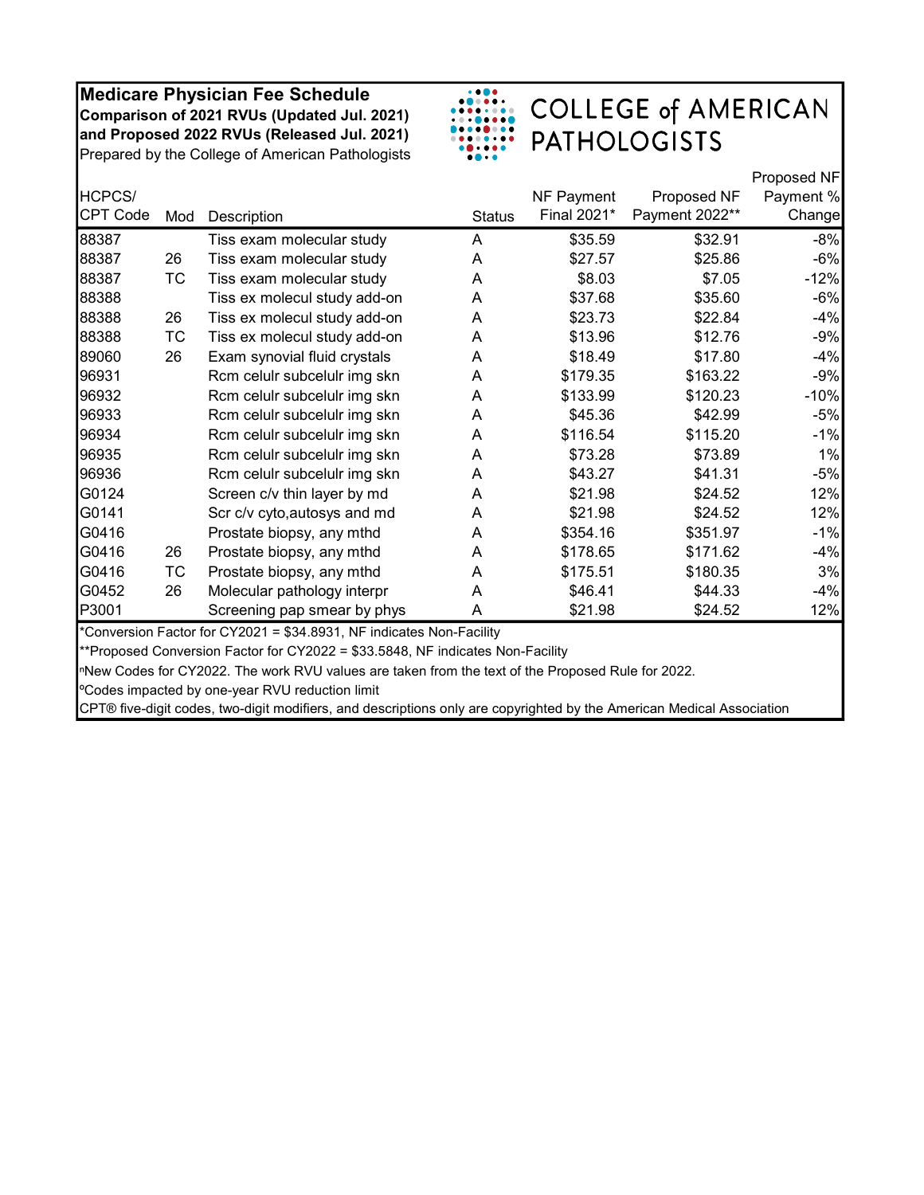**Medicare Physician Fee Schedule**
**Comparison of 2021 RVUs (Updated Jul. 2021) and Proposed 2022 RVUs (Released Jul. 2021)**
Prepared by the College of American Pathologists

COLLEGE of AMERICAN PATHOLOGISTS

| HCPCS/ CPT Code | Mod | Description | Status | NF Payment Final 2021* | Proposed NF Payment 2022** | Proposed NF Payment % Change |
|---|---|---|---|---|---|---|
| 88387 | | Tiss exam molecular study | A | $35.59 | $32.91 | -8% |
| 88387 | 26 | Tiss exam molecular study | A | $27.57 | $25.86 | -6% |
| 88387 | TC | Tiss exam molecular study | A | $8.03 | $7.05 | -12% |
| 88388 | | Tiss ex molecul study add-on | A | $37.68 | $35.60 | -6% |
| 88388 | 26 | Tiss ex molecul study add-on | A | $23.73 | $22.84 | -4% |
| 88388 | TC | Tiss ex molecul study add-on | A | $13.96 | $12.76 | -9% |
| 89060 | 26 | Exam synovial fluid crystals | A | $18.49 | $17.80 | -4% |
| 96931 | | Rcm celulr subcelulr img skn | A | $179.35 | $163.22 | -9% |
| 96932 | | Rcm celulr subcelulr img skn | A | $133.99 | $120.23 | -10% |
| 96933 | | Rcm celulr subcelulr img skn | A | $45.36 | $42.99 | -5% |
| 96934 | | Rcm celulr subcelulr img skn | A | $116.54 | $115.20 | -1% |
| 96935 | | Rcm celulr subcelulr img skn | A | $73.28 | $73.89 | 1% |
| 96936 | | Rcm celulr subcelulr img skn | A | $43.27 | $41.31 | -5% |
| G0124 | | Screen c/v thin layer by md | A | $21.98 | $24.52 | 12% |
| G0141 | | Scr c/v cyto,autosys and md | A | $21.98 | $24.52 | 12% |
| G0416 | | Prostate biopsy, any mthd | A | $354.16 | $351.97 | -1% |
| G0416 | 26 | Prostate biopsy, any mthd | A | $178.65 | $171.62 | -4% |
| G0416 | TC | Prostate biopsy, any mthd | A | $175.51 | $180.35 | 3% |
| G0452 | 26 | Molecular pathology interpr | A | $46.41 | $44.33 | -4% |
| P3001 | | Screening pap smear by phys | A | $21.98 | $24.52 | 12% |

*Conversion Factor for CY2021 = $34.8931, NF indicates Non-Facility

**Proposed Conversion Factor for CY2022 = $33.5848, NF indicates Non-Facility

[n]New Codes for CY2022. The work RVU values are taken from the text of the Proposed Rule for 2022.

[o]Codes impacted by one-year RVU reduction limit

CPT® five-digit codes, two-digit modifiers, and descriptions only are copyrighted by the American Medical Association